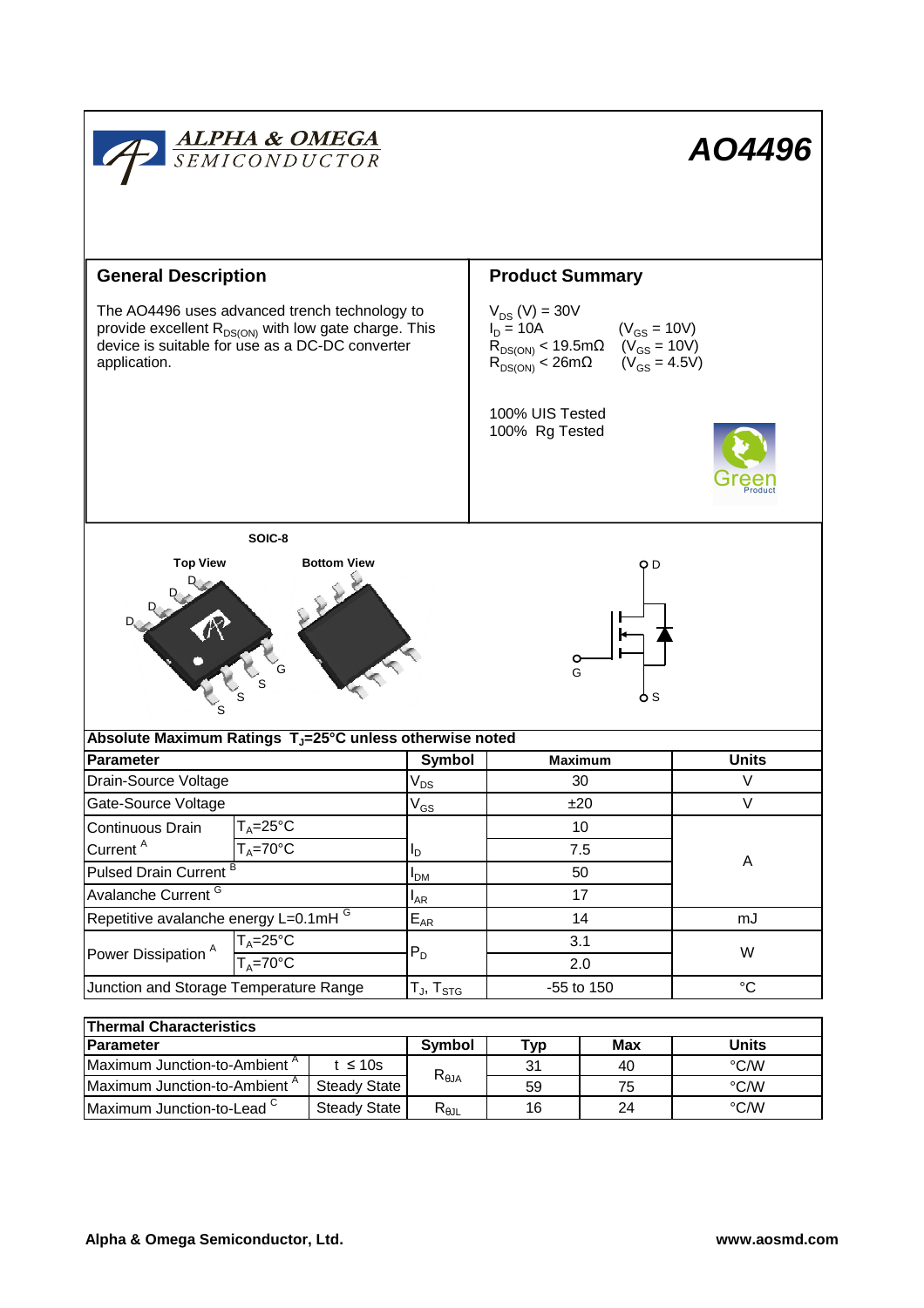# AO4496

## General Description

The AO4496 uses advanced trench technology to provide excellent $R_{DS(ON)}$ with low gate charge. This device is suitable for use as a DC-DC converter application.

## Product Summary

$V_{DS}$ (V) = 30V
$I_D$ = 10A ($V_{GS}$ = 10V)
$R_{DS(ON)}$ < 19.5mΩ ($V_{GS}$ = 10V)
$R_{DS(ON)}$ < 26mΩ ($V_{GS}$ = 4.5V)

100% UIS Tested
100% Rg Tested

SOIC-8

Top View | Bottom View

## Absolute Maximum Ratings $T_J$=25°C unless otherwise noted

| Parameter | | Symbol | Maximum | Units |
|---|---|---|---|---|
| Drain-Source Voltage | | $V_{DS}$ | 30 | V |
| Gate-Source Voltage | | $V_{GS}$ | ±20 | V |
| Continuous Drain Current [A] | $T_A$=25°C | $I_D$ | 10 | A |
| | $T_A$=70°C | | 7.5 | |
| Pulsed Drain Current [B] | | $I_{DM}$ | 50 | |
| Avalanche Current [G] | | $I_{AR}$ | 17 | |
| Repetitive avalanche energy L=0.1mH [G] | | $E_{AR}$ | 14 | mJ |
| Power Dissipation [A] | $T_A$=25°C | $P_D$ | 3.1 | W |
| | $T_A$=70°C | | 2.0 | |
| Junction and Storage Temperature Range | | $T_J$, $T_{STG}$ | -55 to 150 | °C |

## Thermal Characteristics

| Parameter | | Symbol | Typ | Max | Units |
|---|---|---|---|---|---|
| Maximum Junction-to-Ambient [A] | t ≤ 10s | $R_{\theta JA}$ | 31 | 40 | °C/W |
| Maximum Junction-to-Ambient [A] | Steady State | | 59 | 75 | °C/W |
| Maximum Junction-to-Lead [C] | Steady State | $R_{\theta JL}$ | 16 | 24 | °C/W |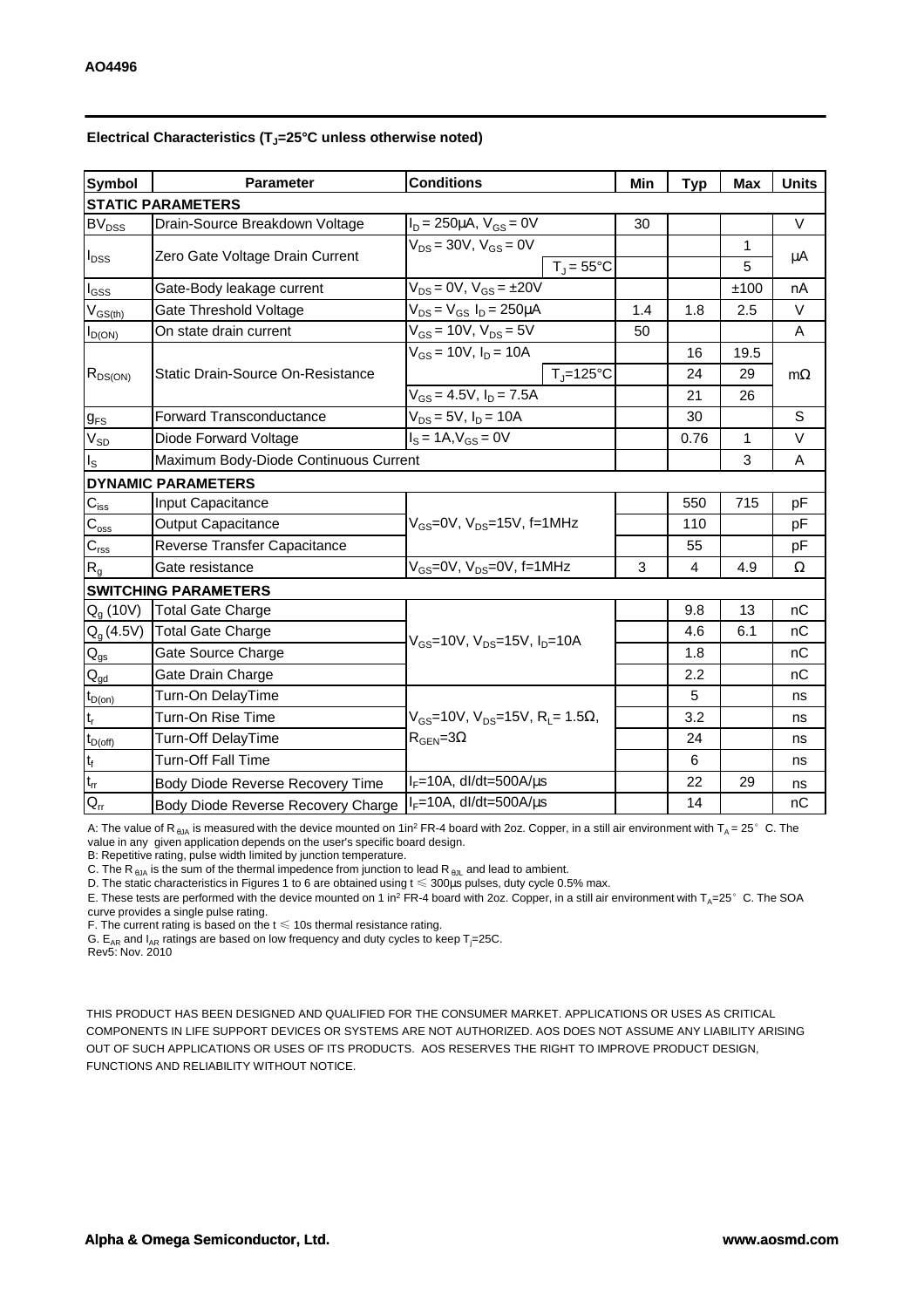## Electrical Characteristics ($T_J$=25°C unless otherwise noted)

| Symbol | Parameter | Conditions | | Min | Typ | Max | Units |
|---|---|---|---|---|---|---|---|
| **STATIC PARAMETERS** | | | | | | | |
| $BV_{DSS}$ | Drain-Source Breakdown Voltage | $I_D$ = 250µA, $V_{GS}$ = 0V | | 30 | | | V |
| $I_{DSS}$ | Zero Gate Voltage Drain Current | $V_{DS}$ = 30V, $V_{GS}$ = 0V | | | | 1 | µA |
| | | | $T_J$ = 55°C | | | 5 | |
| $I_{GSS}$ | Gate-Body leakage current | $V_{DS}$ = 0V, $V_{GS}$ = ±20V | | | | ±100 | nA |
| $V_{GS(th)}$ | Gate Threshold Voltage | $V_{DS}$ = $V_{GS}$ $I_D$ = 250µA | | 1.4 | 1.8 | 2.5 | V |
| $I_{D(ON)}$ | On state drain current | $V_{GS}$ = 10V, $V_{DS}$ = 5V | | 50 | | | A |
| $R_{DS(ON)}$ | Static Drain-Source On-Resistance | $V_{GS}$ = 10V, $I_D$ = 10A | | | 16 | 19.5 | mΩ |
| | | | $T_J$=125°C | | 24 | 29 | |
| | | $V_{GS}$ = 4.5V, $I_D$ = 7.5A | | | 21 | 26 | |
| $g_{FS}$ | Forward Transconductance | $V_{DS}$ = 5V, $I_D$ = 10A | | | 30 | | S |
| $V_{SD}$ | Diode Forward Voltage | $I_S$ = 1A, $V_{GS}$ = 0V | | | 0.76 | 1 | V |
| $I_S$ | Maximum Body-Diode Continuous Current | | | | | 3 | A |
| **DYNAMIC PARAMETERS** | | | | | | | |
| $C_{iss}$ | Input Capacitance | $V_{GS}$=0V, $V_{DS}$=15V, f=1MHz | | | 550 | 715 | pF |
| $C_{oss}$ | Output Capacitance | | | | 110 | | pF |
| $C_{rss}$ | Reverse Transfer Capacitance | | | | 55 | | pF |
| $R_g$ | Gate resistance | $V_{GS}$=0V, $V_{DS}$=0V, f=1MHz | | 3 | 4 | 4.9 | Ω |
| **SWITCHING PARAMETERS** | | | | | | | |
| $Q_g$ (10V) | Total Gate Charge | $V_{GS}$=10V, $V_{DS}$=15V, $I_D$=10A | | | 9.8 | 13 | nC |
| $Q_g$ (4.5V) | Total Gate Charge | | | | 4.6 | 6.1 | nC |
| $Q_{gs}$ | Gate Source Charge | | | | 1.8 | | nC |
| $Q_{gd}$ | Gate Drain Charge | | | | 2.2 | | nC |
| $t_{D(on)}$ | Turn-On DelayTime | $V_{GS}$=10V, $V_{DS}$=15V, $R_L$= 1.5Ω, $R_{GEN}$=3Ω | | | 5 | | ns |
| $t_r$ | Turn-On Rise Time | | | | 3.2 | | ns |
| $t_{D(off)}$ | Turn-Off DelayTime | | | | 24 | | ns |
| $t_f$ | Turn-Off Fall Time | | | | 6 | | ns |
| $t_{rr}$ | Body Diode Reverse Recovery Time | $I_F$=10A, dI/dt=500A/µs | | | 22 | 29 | ns |
| $Q_{rr}$ | Body Diode Reverse Recovery Charge | $I_F$=10A, dI/dt=500A/µs | | | 14 | | nC |

A: The value of $R_{\theta JA}$ is measured with the device mounted on 1in² FR-4 board with 2oz. Copper, in a still air environment with $T_A$ = 25° C. The value in any given application depends on the user's specific board design.
B: Repetitive rating, pulse width limited by junction temperature.
C. The $R_{\theta JA}$ is the sum of the thermal impedence from junction to lead $R_{\theta JL}$ and lead to ambient.
D. The static characteristics in Figures 1 to 6 are obtained using t ≤ 300µs pulses, duty cycle 0.5% max.
E. These tests are performed with the device mounted on 1 in² FR-4 board with 2oz. Copper, in a still air environment with $T_A$=25° C. The SOA curve provides a single pulse rating.
F. The current rating is based on the t ≤ 10s thermal resistance rating.
G. $E_{AR}$ and $I_{AR}$ ratings are based on low frequency and duty cycles to keep $T_j$=25C.
Rev5: Nov. 2010

THIS PRODUCT HAS BEEN DESIGNED AND QUALIFIED FOR THE CONSUMER MARKET. APPLICATIONS OR USES AS CRITICAL COMPONENTS IN LIFE SUPPORT DEVICES OR SYSTEMS ARE NOT AUTHORIZED. AOS DOES NOT ASSUME ANY LIABILITY ARISING OUT OF SUCH APPLICATIONS OR USES OF ITS PRODUCTS. AOS RESERVES THE RIGHT TO IMPROVE PRODUCT DESIGN, FUNCTIONS AND RELIABILITY WITHOUT NOTICE.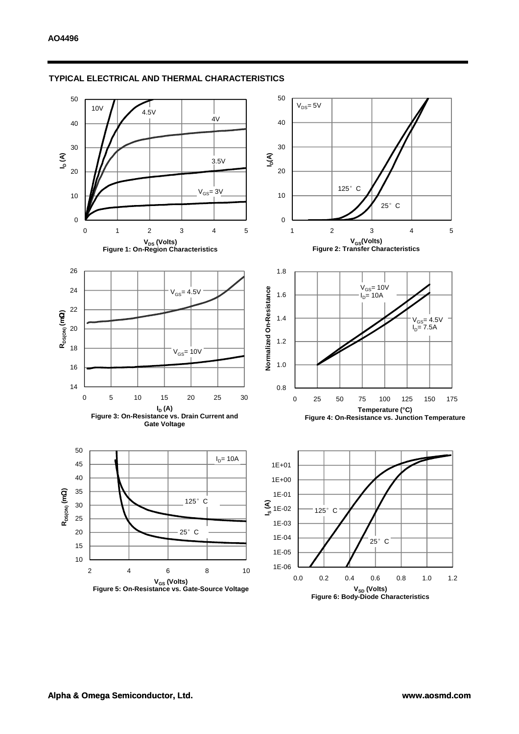## TYPICAL ELECTRICAL AND THERMAL CHARACTERISTICS

Figure 1: On-Region Characteristics

Figure 2: Transfer Characteristics

Figure 3: On-Resistance vs. Drain Current and Gate Voltage

Figure 4: On-Resistance vs. Junction Temperature

Figure 5: On-Resistance vs. Gate-Source Voltage

Figure 6: Body-Diode Characteristics

**Alpha & Omega Semiconductor, Ltd.** **www.aosmd.com**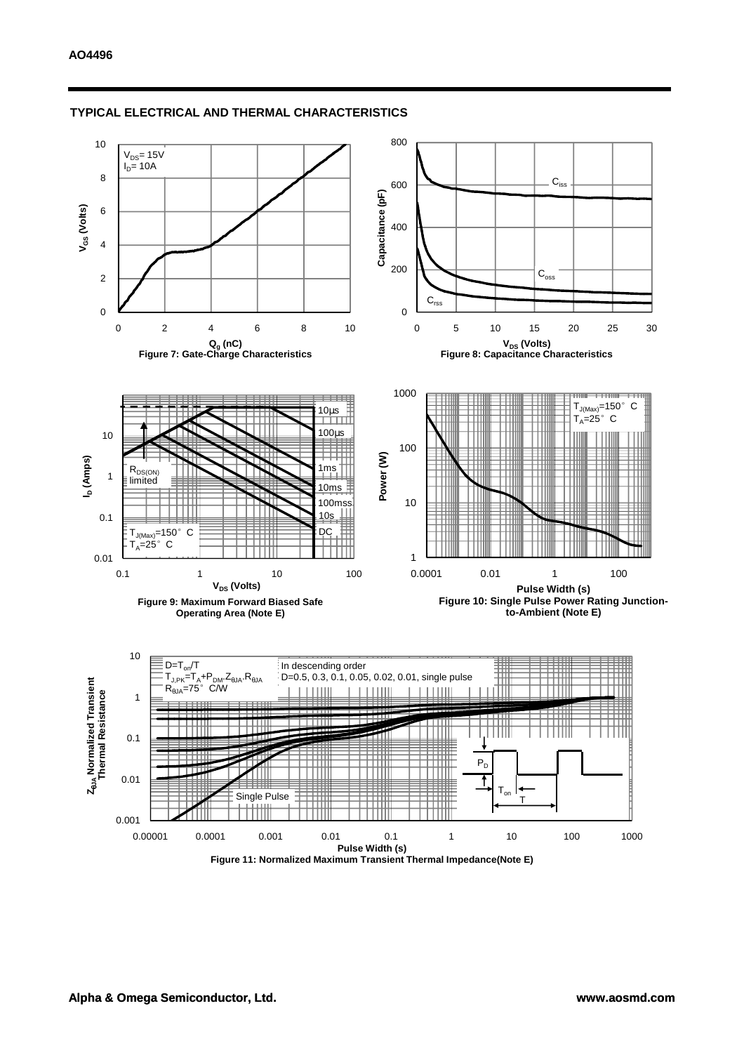## TYPICAL ELECTRICAL AND THERMAL CHARACTERISTICS

$V_{DS}$= 15V
$I_D$= 10A

$V_{GS}$ (Volts)

$Q_g$ (nC)

Figure 7: Gate-Charge Characteristics

Capacitance (pF)

$C_{iss}$

$C_{oss}$

$C_{rss}$

$V_{DS}$ (Volts)

Figure 8: Capacitance Characteristics

$I_D$ (Amps)

10µs
100µs
1ms
10ms
100mss
10s
DC

$R_{DS(ON)}$ limited

$T_{J(Max)}$=150° C
$T_A$=25° C

$V_{DS}$ (Volts)

Figure 9: Maximum Forward Biased Safe Operating Area (Note E)

Power (W)

$T_{J(Max)}$=150° C
$T_A$=25° C

Pulse Width (s)

Figure 10: Single Pulse Power Rating Junction-to-Ambient (Note E)

$Z_{\theta JA}$ Normalized Transient Thermal Resistance

$D=T_{on}/T$
$T_{J,PK}=T_A+P_{DM}.Z_{\theta JA}.R_{\theta JA}$
$R_{\theta JA}$=75° C/W

In descending order
D=0.5, 0.3, 0.1, 0.05, 0.02, 0.01, single pulse

Single Pulse

$P_D$

$T_{on}$

T

Pulse Width (s)

Figure 11: Normalized Maximum Transient Thermal Impedance(Note E)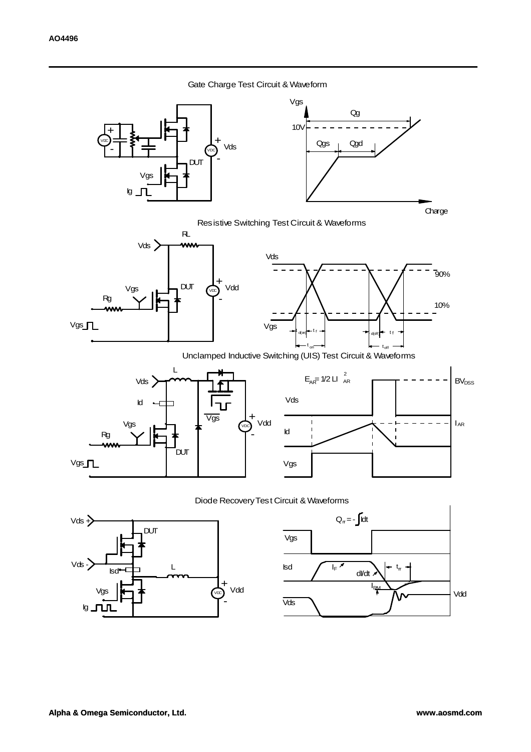## Gate Charge Test Circuit & Waveform

VDC
Vds
DUT
Vgs
Ig

Vgs
Qg
10V
Qgs
Qgd
Charge

## Resistive Switching Test Circuit & Waveforms

RL
Vds
DUT
Vgs
Rg
Vdd
VDC
Vgs

Vds
90%
10%
Vgs
$t_{d(on)}$
$t_r$
$t_{d(off)}$
$t_f$
$t_{on}$
$t_{off}$

## Unclamped Inductive Switching (UIS) Test Circuit & Waveforms

L
Vds
Id
Vgs
Rg
DUT
Vgs
Vdd
VDC

$E_{AR} = 1/2\ LI_{AR}^2$
$BV_{DSS}$
Vds
Id
$I_{AR}$
Vgs

## Diode Recovery Test Circuit & Waveforms

Vds +
DUT
Vds -
Isd
L
Vgs
Ig
Vdd
VDC

$Q_{rr} = -\int Idt$
Vgs
Isd
$I_F$
dI/dt
$t_{rr}$
$I_{RM}$
Vdd
Vds